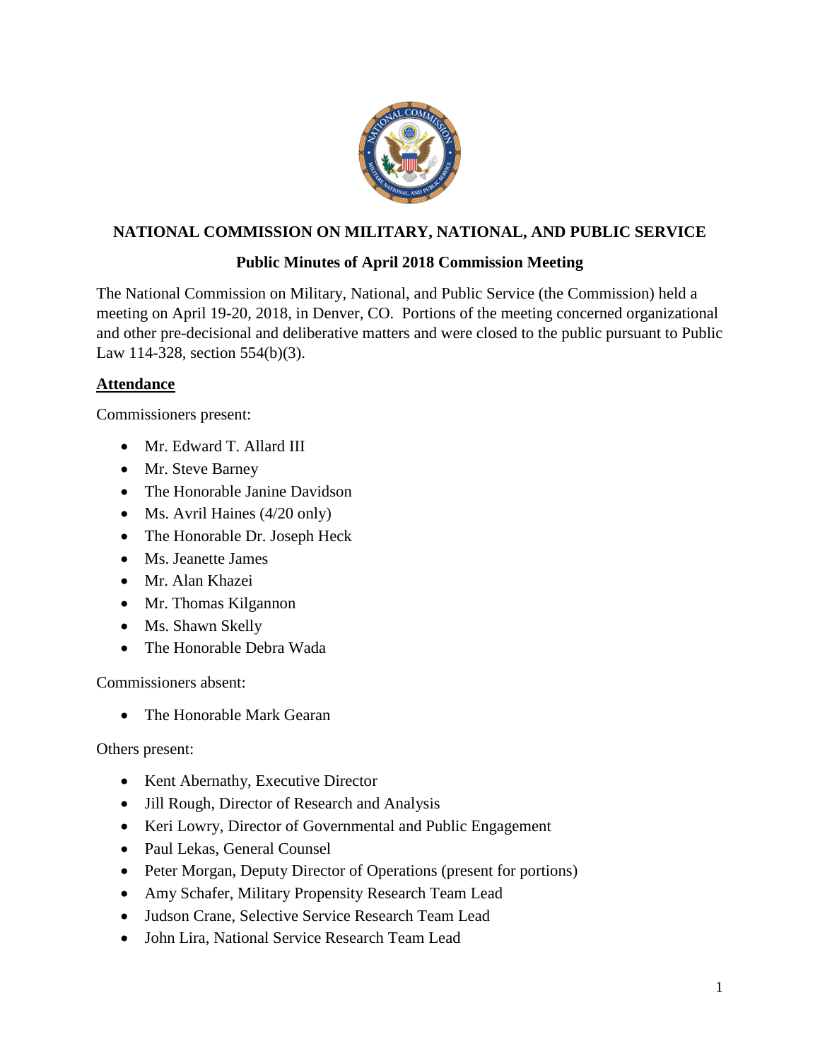# NATIONAL COMMISSION ON MILITARY, NATIONAL, AND PUBLIC SERVICE

## Public Minutes of April 2018 Commission Meeting

The National Commission on Military, National, and Public Service (the Commission) held a meeting on April 19-20, 2018, in Denver, CO. Portions of the meeting concerned organizational and other pre-decisional and deliberative matters and were closed to the public pursuant to Public Law 114-328, section 554(b)(3).

### Attendance

Commissioners present:

- Mr. Edward T. Allard III
- Mr. Steve Barney
- The Honorable Janine Davidson
- Ms. Avril Haines (4/20 only)
- The Honorable Dr. Joseph Heck
- Ms. Jeanette James
- Mr. Alan Khazei
- Mr. Thomas Kilgannon
- Ms. Shawn Skelly
- The Honorable Debra Wada

Commissioners absent:

- The Honorable Mark Gearan

Others present:

- Kent Abernathy, Executive Director
- Jill Rough, Director of Research and Analysis
- Keri Lowry, Director of Governmental and Public Engagement
- Paul Lekas, General Counsel
- Peter Morgan, Deputy Director of Operations (present for portions)
- Amy Schafer, Military Propensity Research Team Lead
- Judson Crane, Selective Service Research Team Lead
- John Lira, National Service Research Team Lead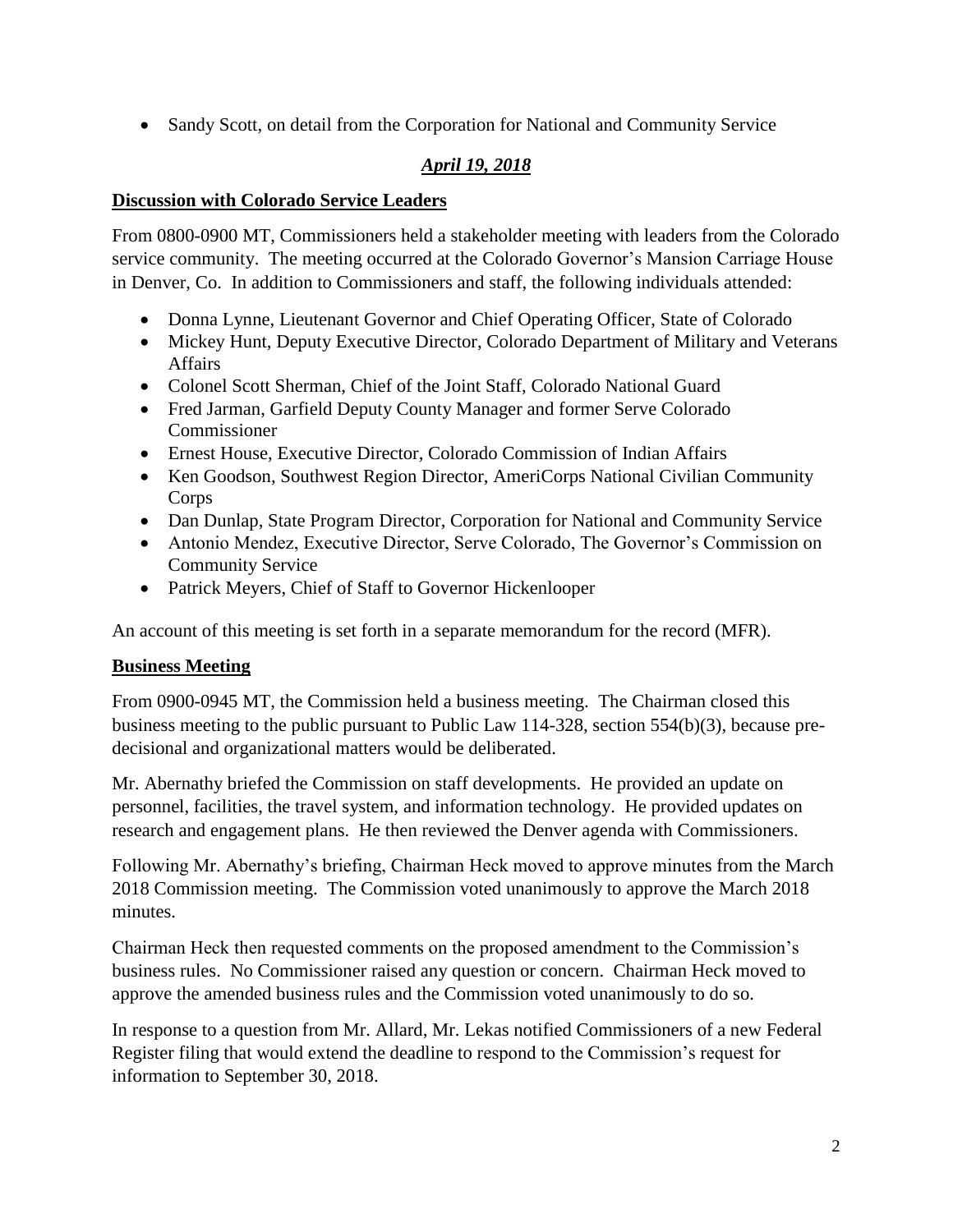- Sandy Scott, on detail from the Corporation for National and Community Service

## ***April 19, 2018***

### **Discussion with Colorado Service Leaders**

From 0800-0900 MT, Commissioners held a stakeholder meeting with leaders from the Colorado service community. The meeting occurred at the Colorado Governor's Mansion Carriage House in Denver, Co. In addition to Commissioners and staff, the following individuals attended:

- Donna Lynne, Lieutenant Governor and Chief Operating Officer, State of Colorado
- Mickey Hunt, Deputy Executive Director, Colorado Department of Military and Veterans Affairs
- Colonel Scott Sherman, Chief of the Joint Staff, Colorado National Guard
- Fred Jarman, Garfield Deputy County Manager and former Serve Colorado Commissioner
- Ernest House, Executive Director, Colorado Commission of Indian Affairs
- Ken Goodson, Southwest Region Director, AmeriCorps National Civilian Community Corps
- Dan Dunlap, State Program Director, Corporation for National and Community Service
- Antonio Mendez, Executive Director, Serve Colorado, The Governor's Commission on Community Service
- Patrick Meyers, Chief of Staff to Governor Hickenlooper

An account of this meeting is set forth in a separate memorandum for the record (MFR).

### **Business Meeting**

From 0900-0945 MT, the Commission held a business meeting. The Chairman closed this business meeting to the public pursuant to Public Law 114-328, section 554(b)(3), because pre-decisional and organizational matters would be deliberated.

Mr. Abernathy briefed the Commission on staff developments. He provided an update on personnel, facilities, the travel system, and information technology. He provided updates on research and engagement plans. He then reviewed the Denver agenda with Commissioners.

Following Mr. Abernathy's briefing, Chairman Heck moved to approve minutes from the March 2018 Commission meeting. The Commission voted unanimously to approve the March 2018 minutes.

Chairman Heck then requested comments on the proposed amendment to the Commission's business rules. No Commissioner raised any question or concern. Chairman Heck moved to approve the amended business rules and the Commission voted unanimously to do so.

In response to a question from Mr. Allard, Mr. Lekas notified Commissioners of a new Federal Register filing that would extend the deadline to respond to the Commission's request for information to September 30, 2018.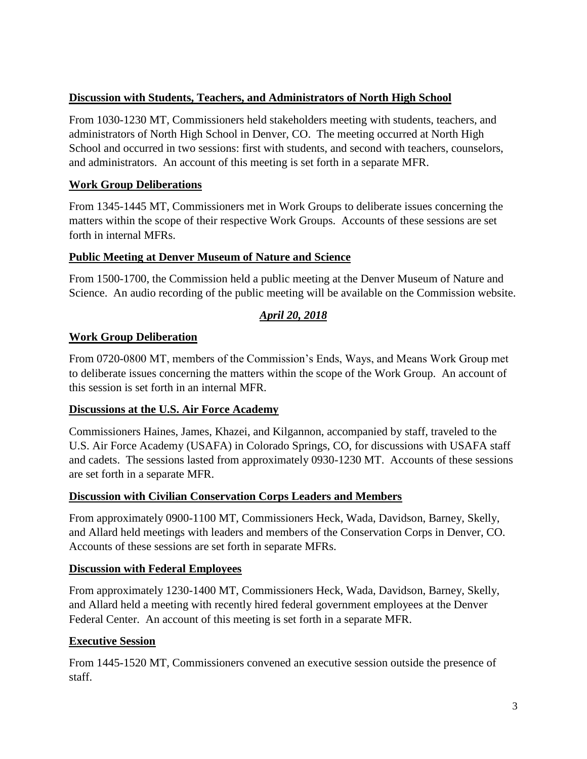**Discussion with Students, Teachers, and Administrators of North High School**

From 1030-1230 MT, Commissioners held stakeholders meeting with students, teachers, and administrators of North High School in Denver, CO. The meeting occurred at North High School and occurred in two sessions: first with students, and second with teachers, counselors, and administrators. An account of this meeting is set forth in a separate MFR.

**Work Group Deliberations**

From 1345-1445 MT, Commissioners met in Work Groups to deliberate issues concerning the matters within the scope of their respective Work Groups. Accounts of these sessions are set forth in internal MFRs.

**Public Meeting at Denver Museum of Nature and Science**

From 1500-1700, the Commission held a public meeting at the Denver Museum of Nature and Science. An audio recording of the public meeting will be available on the Commission website.

***April 20, 2018***

**Work Group Deliberation**

From 0720-0800 MT, members of the Commission's Ends, Ways, and Means Work Group met to deliberate issues concerning the matters within the scope of the Work Group. An account of this session is set forth in an internal MFR.

**Discussions at the U.S. Air Force Academy**

Commissioners Haines, James, Khazei, and Kilgannon, accompanied by staff, traveled to the U.S. Air Force Academy (USAFA) in Colorado Springs, CO, for discussions with USAFA staff and cadets. The sessions lasted from approximately 0930-1230 MT. Accounts of these sessions are set forth in a separate MFR.

**Discussion with Civilian Conservation Corps Leaders and Members**

From approximately 0900-1100 MT, Commissioners Heck, Wada, Davidson, Barney, Skelly, and Allard held meetings with leaders and members of the Conservation Corps in Denver, CO. Accounts of these sessions are set forth in separate MFRs.

**Discussion with Federal Employees**

From approximately 1230-1400 MT, Commissioners Heck, Wada, Davidson, Barney, Skelly, and Allard held a meeting with recently hired federal government employees at the Denver Federal Center. An account of this meeting is set forth in a separate MFR.

**Executive Session**

From 1445-1520 MT, Commissioners convened an executive session outside the presence of staff.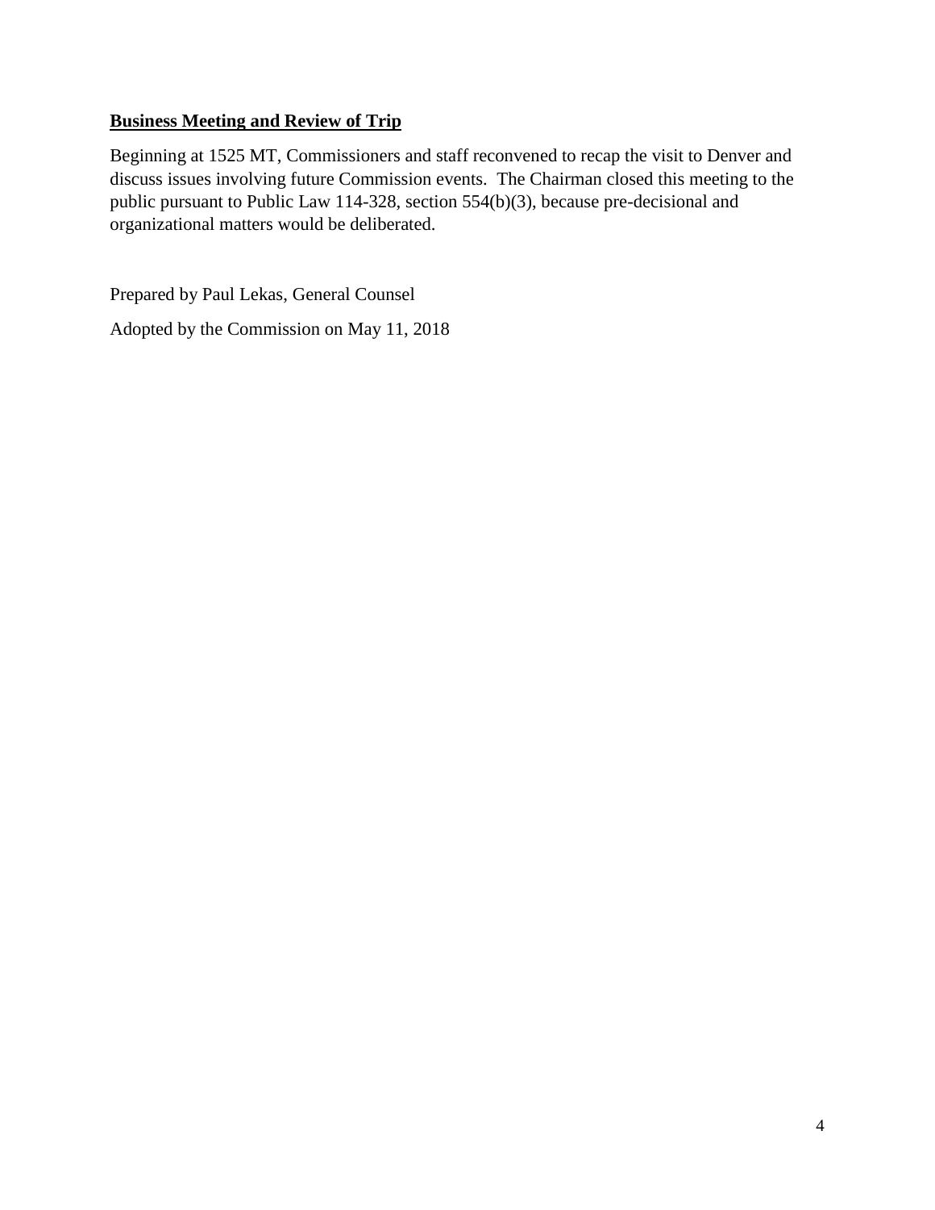**Business Meeting and Review of Trip**

Beginning at 1525 MT, Commissioners and staff reconvened to recap the visit to Denver and discuss issues involving future Commission events. The Chairman closed this meeting to the public pursuant to Public Law 114-328, section 554(b)(3), because pre-decisional and organizational matters would be deliberated.

Prepared by Paul Lekas, General Counsel

Adopted by the Commission on May 11, 2018